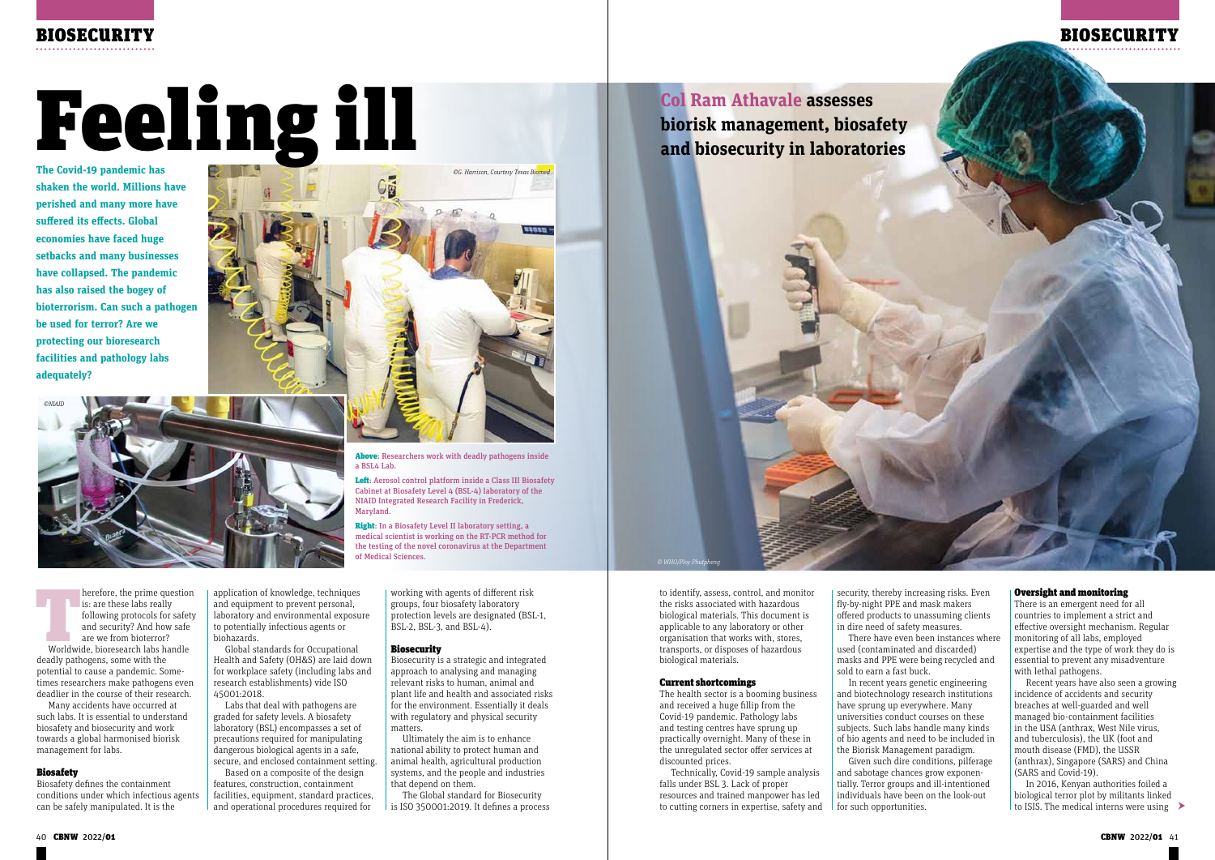# Feeling ill

**Col Ram Athavale assesses biorisk management, biosafety and biosecurity in laboratories**

**The Covid-19 pandemic has shaken the world. Millions have perished and many more have suffered its effects. Global economies have faced huge setbacks and many businesses have collapsed. The pandemic has also raised the bogey of bioterrorism. Can such a pathogen be used for terror? Are we protecting our bioresearch facilities and pathology labs adequately?**

©G. Harrison, Courtesy Texas Biomed

©NIAID

© WHO/Ploy Phutpheng

**Above**: Researchers work with deadly pathogens inside a BSL4 Lab.

**Left**: Aerosol control platform inside a Class III Biosafety Cabinet at Biosafety Level 4 (BSL-4) laboratory of the NIAID Integrated Research Facility in Frederick, Maryland.

**Right**: In a Biosafety Level II laboratory setting, a medical scientist is working on the RT-PCR method for the testing of the novel coronavirus at the Department of Medical Sciences.

Therefore, the prime question is: are these labs really following protocols for safety and security? And how safe are we from bioterror?

Worldwide, bioresearch labs handle deadly pathogens, some with the potential to cause a pandemic. Sometimes researchers make pathogens even deadlier in the course of their research.

Many accidents have occurred at such labs. It is essential to understand biosafety and biosecurity and work towards a global harmonised biorisk management for labs.

## Biosafety

Biosafety defines the containment conditions under which infectious agents can be safely manipulated. It is the application of knowledge, techniques and equipment to prevent personal, laboratory and environmental exposure to potentially infectious agents or biohazards.

Global standards for Occupational Health and Safety (OH&S) are laid down for workplace safety (including labs and research establishments) vide ISO 45001:2018.

Labs that deal with pathogens are graded for safety levels. A biosafety laboratory (BSL) encompasses a set of precautions required for manipulating dangerous biological agents in a safe, secure, and enclosed containment setting.

Based on a composite of the design features, construction, containment facilities, equipment, standard practices, and operational procedures required for working with agents of different risk groups, four biosafety laboratory protection levels are designated (BSL-1, BSL-2, BSL-3, and BSL-4).

## Biosecurity

Biosecurity is a strategic and integrated approach to analysing and managing relevant risks to human, animal and plant life and health and associated risks for the environment. Essentially it deals with regulatory and physical security matters.

Ultimately the aim is to enhance national ability to protect human and animal health, agricultural production systems, and the people and industries that depend on them.

The Global standard for Biosecurity is ISO 350001:2019. It defines a process to identify, assess, control, and monitor the risks associated with hazardous biological materials. This document is applicable to any laboratory or other organisation that works with, stores, transports, or disposes of hazardous biological materials.

## Current shortcomings

The health sector is a booming business and received a huge fillip from the Covid-19 pandemic. Pathology labs and testing centres have sprung up practically overnight. Many of these in the unregulated sector offer services at discounted prices.

Technically, Covid-19 sample analysis falls under BSL 3. Lack of proper resources and trained manpower has led to cutting corners in expertise, safety and security, thereby increasing risks. Even fly-by-night PPE and mask makers offered products to unassuming clients in dire need of safety measures.

There have even been instances where used (contaminated and discarded) masks and PPE were being recycled and sold to earn a fast buck.

In recent years genetic engineering and biotechnology research institutions have sprung up everywhere. Many universities conduct courses on these subjects. Such labs handle many kinds of bio agents and need to be included in the Biorisk Management paradigm.

Given such dire conditions, pilferage and sabotage chances grow exponentially. Terror groups and ill-intentioned individuals have been on the look-out for such opportunities.

## Oversight and monitoring

There is an emergent need for all countries to implement a strict and effective oversight mechanism. Regular monitoring of all labs, employed expertise and the type of work they do is essential to prevent any misadventure with lethal pathogens.

Recent years have also seen a growing incidence of accidents and security breaches at well-guarded and well managed bio-containment facilities in the USA (anthrax, West Nile virus, and tuberculosis), the UK (foot and mouth disease (FMD), the USSR (anthrax), Singapore (SARS) and China (SARS and Covid-19).

In 2016, Kenyan authorities foiled a biological terror plot by militants linked to ISIS. The medical interns were using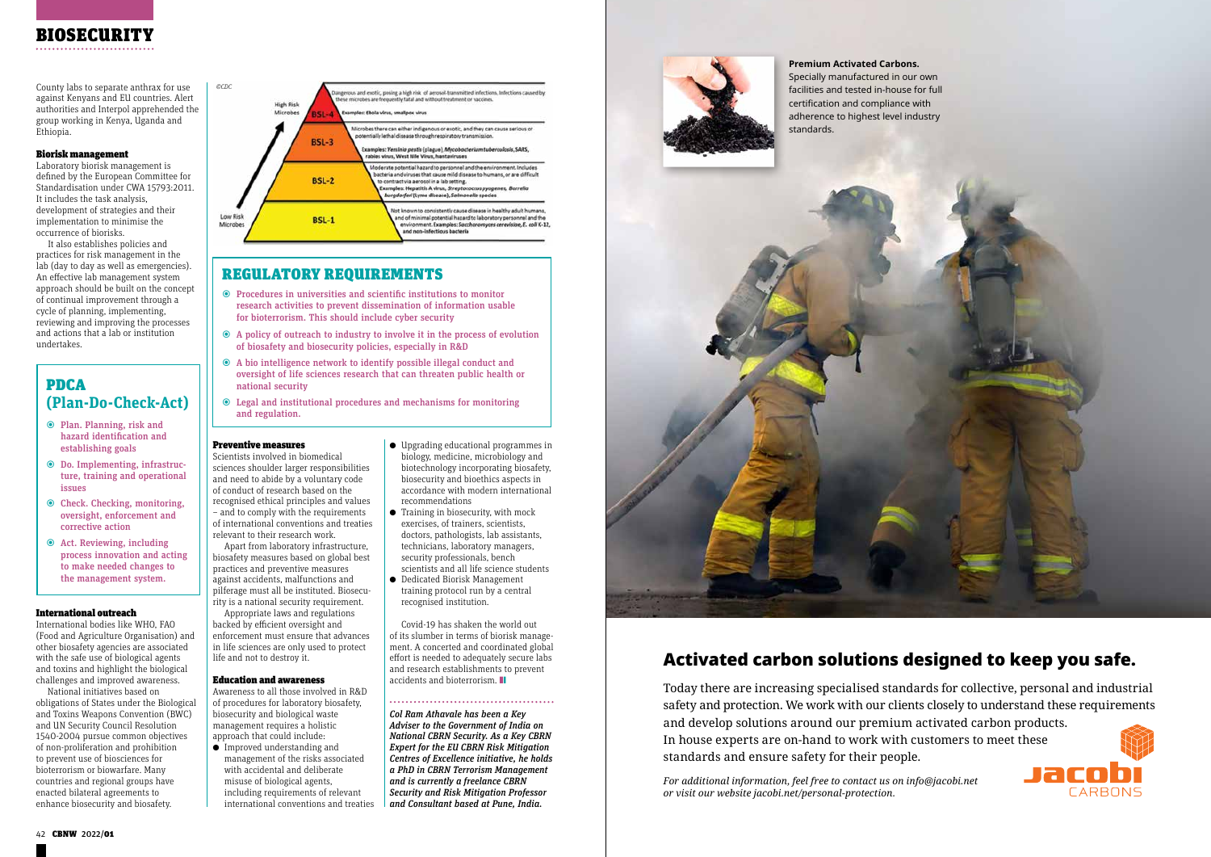County labs to separate anthrax for use against Kenyans and EU countries. Alert authorities and Interpol apprehended the group working in Kenya, Uganda and Ethiopia.

### Biorisk management

Laboratory biorisk management is defined by the European Committee for Standardisation under CWA 15793:2011. It includes the task analysis, development of strategies and their implementation to minimise the occurrence of biorisks.

It also establishes policies and practices for risk management in the lab (day to day as well as emergencies). An effective lab management system approach should be built on the concept of continual improvement through a cycle of planning, implementing, reviewing and improving the processes and actions that a lab or institution undertakes.

## PDCA (Plan-Do-Check-Act)

- Plan. Planning, risk and hazard identification and establishing goals
- Do. Implementing, infrastructure, training and operational issues
- Check. Checking, monitoring, oversight, enforcement and corrective action
- Act. Reviewing, including process innovation and acting to make needed changes to the management system.

### International outreach

International bodies like WHO, FAO (Food and Agriculture Organisation) and other biosafety agencies are associated with the safe use of biological agents and toxins and highlight the biological challenges and improved awareness.

National initiatives based on obligations of States under the Biological and Toxins Weapons Convention (BWC) and UN Security Council Resolution 1540-2004 pursue common objectives of non-proliferation and prohibition to prevent use of biosciences for bioterrorism or biowarfare. Many countries and regional groups have enacted bilateral agreements to enhance biosecurity and biosafety.

©CDC

High Risk Microbes

Low Risk Microbes

BSL-4: Dangerous and exotic, posing a high risk of aerosol-transmitted infections. Infections caused by these microbes are frequently fatal and without treatment or vaccines. Examples: Ebola virus, smallpox virus

BSL-3: Microbes there can either indigenous or exotic, and they can cause serious or potentially lethal disease through respiratory transmission. Examples: Yersinia pestis (plague), Mycobacterium tuberculosis, SARS, rabies virus, West Nile Virus, hantaviruses

BSL-2: Moderate potential hazard to personnel and the environment. Includes bacteria and viruses that cause mild disease to humans, or are difficult to contract via aerosol in a lab setting. Examples: Hepatitis A virus, Streptococcus pyogenes, Borrelia burgdorferi (Lyme disease), Salmonella species

BSL-1: Not known to consistently cause disease in healthy adult humans, and of minimal potential hazard to laboratory personnel and the environment. Examples: Saccharomyces cerevisiae, E. coli K-12, and non-infectious bacteria

## REGULATORY REQUIREMENTS

- Procedures in universities and scientific institutions to monitor research activities to prevent dissemination of information usable for bioterrorism. This should include cyber security
- A policy of outreach to industry to involve it in the process of evolution of biosafety and biosecurity policies, especially in R&D
- A bio intelligence network to identify possible illegal conduct and oversight of life sciences research that can threaten public health or national security
- Legal and institutional procedures and mechanisms for monitoring and regulation.

### Preventive measures

Scientists involved in biomedical sciences shoulder larger responsibilities and need to abide by a voluntary code of conduct of research based on the recognised ethical principles and values – and to comply with the requirements of international conventions and treaties relevant to their research work.

Apart from laboratory infrastructure, biosafety measures based on global best practices and preventive measures against accidents, malfunctions and pilferage must all be instituted. Biosecurity is a national security requirement.

Appropriate laws and regulations backed by efficient oversight and enforcement must ensure that advances in life sciences are only used to protect life and not to destroy it.

### Education and awareness

Awareness to all those involved in R&D of procedures for laboratory biosafety, biosecurity and biological waste management requires a holistic approach that could include:

- Improved understanding and management of the risks associated with accidental and deliberate misuse of biological agents, including requirements of relevant international conventions and treaties
- Upgrading educational programmes in biology, medicine, microbiology and biotechnology incorporating biosafety, biosecurity and bioethics aspects in accordance with modern international recommendations
- Training in biosecurity, with mock exercises, of trainers, scientists, doctors, pathologists, lab assistants, technicians, laboratory managers, security professionals, bench scientists and all life science students
- Dedicated Biorisk Management training protocol run by a central recognised institution.

Covid-19 has shaken the world out of its slumber in terms of biorisk management. A concerted and coordinated global effort is needed to adequately secure labs and research establishments to prevent accidents and bioterrorism.

*Col Ram Athavale has been a Key Adviser to the Government of India on National CBRN Security. As a Key CBRN Expert for the EU CBRN Risk Mitigation Centres of Excellence initiative, he holds a PhD in CBRN Terrorism Management and is currently a freelance CBRN Security and Risk Mitigation Professor and Consultant based at Pune, India.*

**Premium Activated Carbons.** Specially manufactured in our own facilities and tested in-house for full certification and compliance with adherence to highest level industry standards.

## Activated carbon solutions designed to keep you safe.

Today there are increasing specialised standards for collective, personal and industrial safety and protection. We work with our clients closely to understand these requirements and develop solutions around our premium activated carbon products. In house experts are on-hand to work with customers to meet these standards and ensure safety for their people.

*For additional information, feel free to contact us on info@jacobi.net or visit our website jacobi.net/personal-protection.*

Jacobi CARBONS